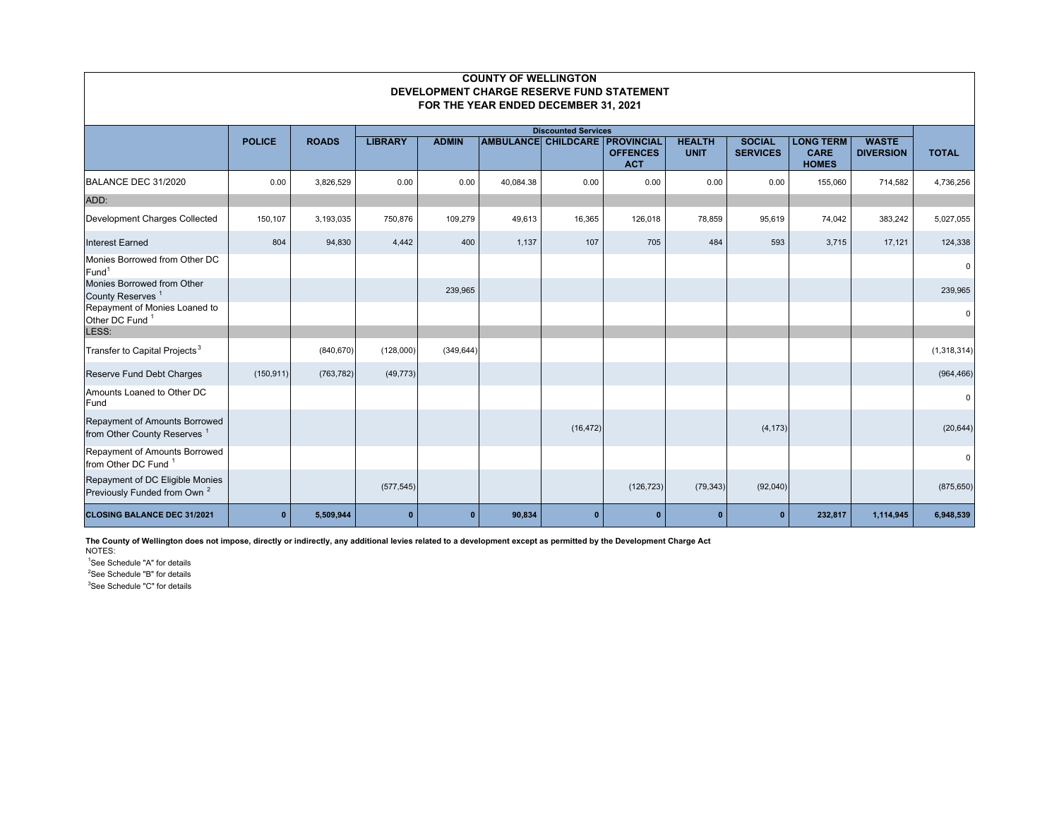# COUNTY OF WELLINGTON
## DEVELOPMENT CHARGE RESERVE FUND STATEMENT
## FOR THE YEAR ENDED DECEMBER 31, 2021

| | POLICE | ROADS | Discounted Services LIBRARY | ADMIN | AMBULANCE | CHILDCARE | PROVINCIAL OFFENCES ACT | HEALTH UNIT | SOCIAL SERVICES | LONG TERM CARE HOMES | WASTE DIVERSION | TOTAL |
|---|---|---|---|---|---|---|---|---|---|---|---|---|
| BALANCE DEC 31/2020 | 0.00 | 3,826,529 | 0.00 | 0.00 | 40,084.38 | 0.00 | 0.00 | 0.00 | 0.00 | 155,060 | 714,582 | 4,736,256 |
| ADD: | | | | | | | | | | | | |
| Development Charges Collected | 150,107 | 3,193,035 | 750,876 | 109,279 | 49,613 | 16,365 | 126,018 | 78,859 | 95,619 | 74,042 | 383,242 | 5,027,055 |
| Interest Earned | 804 | 94,830 | 4,442 | 400 | 1,137 | 107 | 705 | 484 | 593 | 3,715 | 17,121 | 124,338 |
| Monies Borrowed from Other DC Fund[1] | | | | | | | | | | | | 0 |
| Monies Borrowed from Other County Reserves [1] | | | | 239,965 | | | | | | | | 239,965 |
| Repayment of Monies Loaned to Other DC Fund [1] | | | | | | | | | | | | 0 |
| LESS: | | | | | | | | | | | | |
| Transfer to Capital Projects[3] | | (840,670) | (128,000) | (349,644) | | | | | | | | (1,318,314) |
| Reserve Fund Debt Charges | (150,911) | (763,782) | (49,773) | | | | | | | | | (964,466) |
| Amounts Loaned to Other DC Fund | | | | | | | | | | | | 0 |
| Repayment of Amounts Borrowed from Other County Reserves [1] | | | | | | (16,472) | | | (4,173) | | | (20,644) |
| Repayment of Amounts Borrowed from Other DC Fund [1] | | | | | | | | | | | | 0 |
| Repayment of DC Eligible Monies Previously Funded from Own [2] | | | (577,545) | | | | (126,723) | (79,343) | (92,040) | | | (875,650) |
| **CLOSING BALANCE DEC 31/2021** | **0** | **5,509,944** | **0** | **0** | **90,834** | **0** | **0** | **0** | **0** | **232,817** | **1,114,945** | **6,948,539** |

**The County of Wellington does not impose, directly or indirectly, any additional levies related to a development except as permitted by the Development Charge Act**

NOTES:

[1]See Schedule "A" for details

[2]See Schedule "B" for details

[3]See Schedule "C" for details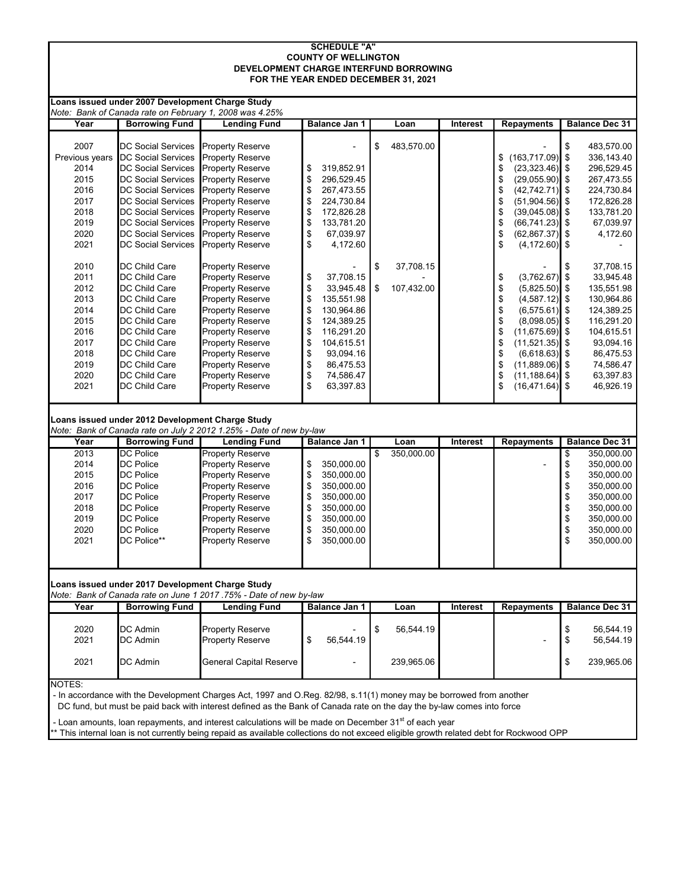# SCHEDULE "A"
# COUNTY OF WELLINGTON
# DEVELOPMENT CHARGE INTERFUND BORROWING
# FOR THE YEAR ENDED DECEMBER 31, 2021

**Loans issued under 2007 Development Charge Study**

*Note: Bank of Canada rate on February 1, 2008 was 4.25%*

| Year | Borrowing Fund | Lending Fund | Balance Jan 1 | Loan | Interest | Repayments | Balance Dec 31 |
|---|---|---|---|---|---|---|---|
| 2007 | DC Social Services | Property Reserve | - | $ 483,570.00 | | - | $ 483,570.00 |
| Previous years | DC Social Services | Property Reserve | | | | $ (163,717.09) | $ 336,143.40 |
| 2014 | DC Social Services | Property Reserve | $ 319,852.91 | | | $ (23,323.46) | $ 296,529.45 |
| 2015 | DC Social Services | Property Reserve | $ 296,529.45 | | | $ (29,055.90) | $ 267,473.55 |
| 2016 | DC Social Services | Property Reserve | $ 267,473.55 | | | $ (42,742.71) | $ 224,730.84 |
| 2017 | DC Social Services | Property Reserve | $ 224,730.84 | | | $ (51,904.56) | $ 172,826.28 |
| 2018 | DC Social Services | Property Reserve | $ 172,826.28 | | | $ (39,045.08) | $ 133,781.20 |
| 2019 | DC Social Services | Property Reserve | $ 133,781.20 | | | $ (66,741.23) | $ 67,039.97 |
| 2020 | DC Social Services | Property Reserve | $ 67,039.97 | | | $ (62,867.37) | $ 4,172.60 |
| 2021 | DC Social Services | Property Reserve | $ 4,172.60 | | | $ (4,172.60) | $ - |
| 2010 | DC Child Care | Property Reserve | - | $ 37,708.15 | | - | $ 37,708.15 |
| 2011 | DC Child Care | Property Reserve | $ 37,708.15 | - | | $ (3,762.67) | $ 33,945.48 |
| 2012 | DC Child Care | Property Reserve | $ 33,945.48 | $ 107,432.00 | | $ (5,825.50) | $ 135,551.98 |
| 2013 | DC Child Care | Property Reserve | $ 135,551.98 | | | $ (4,587.12) | $ 130,964.86 |
| 2014 | DC Child Care | Property Reserve | $ 130,964.86 | | | $ (6,575.61) | $ 124,389.25 |
| 2015 | DC Child Care | Property Reserve | $ 124,389.25 | | | $ (8,098.05) | $ 116,291.20 |
| 2016 | DC Child Care | Property Reserve | $ 116,291.20 | | | $ (11,675.69) | $ 104,615.51 |
| 2017 | DC Child Care | Property Reserve | $ 104,615.51 | | | $ (11,521.35) | $ 93,094.16 |
| 2018 | DC Child Care | Property Reserve | $ 93,094.16 | | | $ (6,618.63) | $ 86,475.53 |
| 2019 | DC Child Care | Property Reserve | $ 86,475.53 | | | $ (11,889.06) | $ 74,586.47 |
| 2020 | DC Child Care | Property Reserve | $ 74,586.47 | | | $ (11,188.64) | $ 63,397.83 |
| 2021 | DC Child Care | Property Reserve | $ 63,397.83 | | | $ (16,471.64) | $ 46,926.19 |

**Loans issued under 2012 Development Charge Study**

*Note: Bank of Canada rate on July 2 2012 1.25% - Date of new by-law*

| Year | Borrowing Fund | Lending Fund | Balance Jan 1 | Loan | Interest | Repayments | Balance Dec 31 |
|---|---|---|---|---|---|---|---|
| 2013 | DC Police | Property Reserve | | $ 350,000.00 | | | $ 350,000.00 |
| 2014 | DC Police | Property Reserve | $ 350,000.00 | | | - | $ 350,000.00 |
| 2015 | DC Police | Property Reserve | $ 350,000.00 | | | | $ 350,000.00 |
| 2016 | DC Police | Property Reserve | $ 350,000.00 | | | | $ 350,000.00 |
| 2017 | DC Police | Property Reserve | $ 350,000.00 | | | | $ 350,000.00 |
| 2018 | DC Police | Property Reserve | $ 350,000.00 | | | | $ 350,000.00 |
| 2019 | DC Police | Property Reserve | $ 350,000.00 | | | | $ 350,000.00 |
| 2020 | DC Police | Property Reserve | $ 350,000.00 | | | | $ 350,000.00 |
| 2021 | DC Police** | Property Reserve | $ 350,000.00 | | | | $ 350,000.00 |

**Loans issued under 2017 Development Charge Study**

*Note: Bank of Canada rate on June 1 2017 .75% - Date of new by-law*

| Year | Borrowing Fund | Lending Fund | Balance Jan 1 | Loan | Interest | Repayments | Balance Dec 31 |
|---|---|---|---|---|---|---|---|
| 2020 | DC Admin | Property Reserve | - | $ 56,544.19 | | | $ 56,544.19 |
| 2021 | DC Admin | Property Reserve | $ 56,544.19 | | | - | $ 56,544.19 |
| 2021 | DC Admin | General Capital Reserve | - | 239,965.06 | | | $ 239,965.06 |

NOTES:

- In accordance with the Development Charges Act, 1997 and O.Reg. 82/98, s.11(1) money may be borrowed from another DC fund, but must be paid back with interest defined as the Bank of Canada rate on the day the by-law comes into force
- Loan amounts, loan repayments, and interest calculations will be made on December 31st of each year

** This internal loan is not currently being repaid as available collections do not exceed eligible growth related debt for Rockwood OPP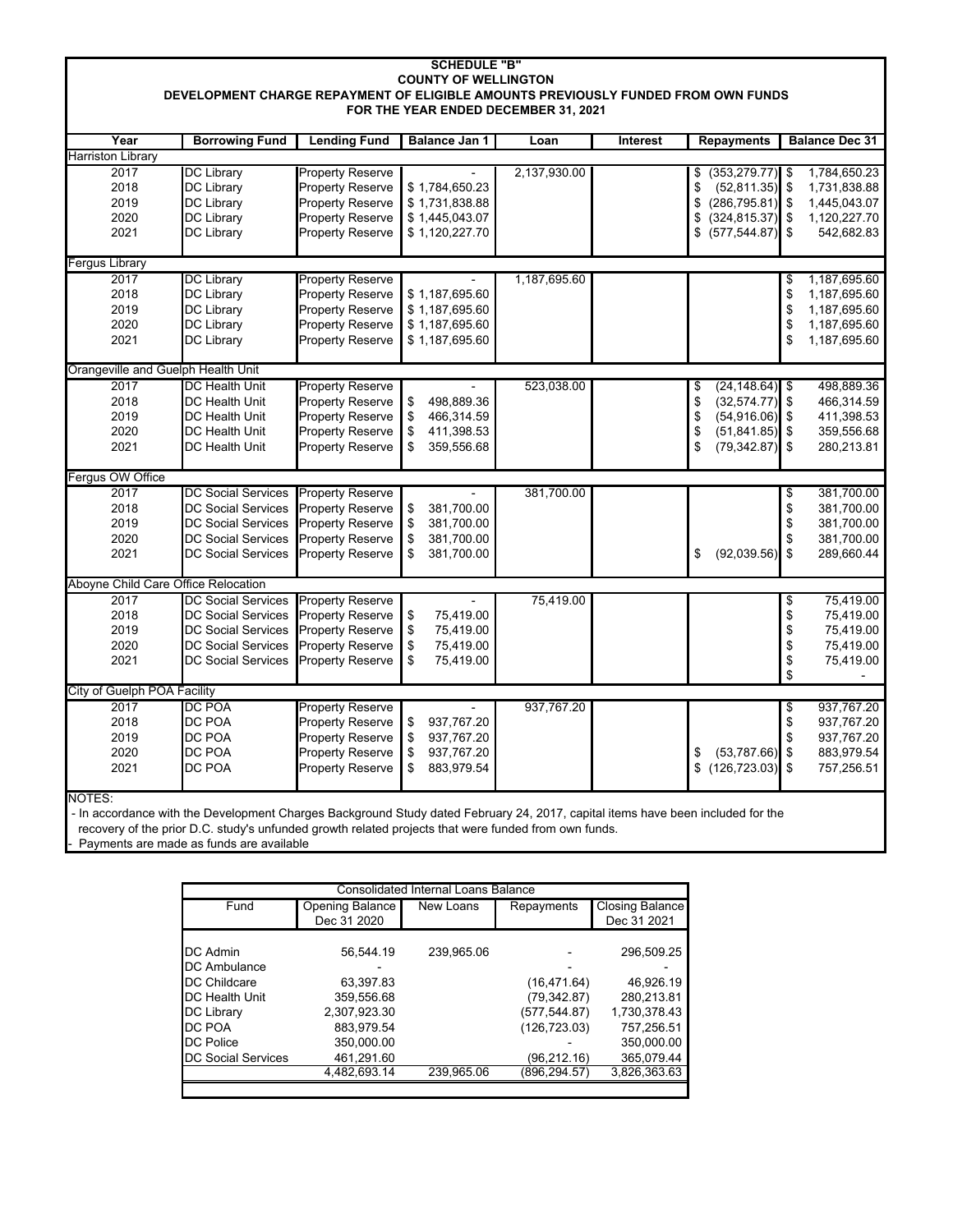# SCHEDULE "B"

## COUNTY OF WELLINGTON

## DEVELOPMENT CHARGE REPAYMENT OF ELIGIBLE AMOUNTS PREVIOUSLY FUNDED FROM OWN FUNDS

## FOR THE YEAR ENDED DECEMBER 31, 2021

| Year | Borrowing Fund | Lending Fund | Balance Jan 1 | Loan | Interest | Repayments | Balance Dec 31 |
|---|---|---|---|---|---|---|---|
| **Harriston Library** | | | | | | | |
| 2017 | DC Library | Property Reserve | - | 2,137,930.00 | | $ (353,279.77) | $ 1,784,650.23 |
| 2018 | DC Library | Property Reserve | $ 1,784,650.23 | | | $ (52,811.35) | $ 1,731,838.88 |
| 2019 | DC Library | Property Reserve | $ 1,731,838.88 | | | $ (286,795.81) | $ 1,445,043.07 |
| 2020 | DC Library | Property Reserve | $ 1,445,043.07 | | | $ (324,815.37) | $ 1,120,227.70 |
| 2021 | DC Library | Property Reserve | $ 1,120,227.70 | | | $ (577,544.87) | $ 542,682.83 |
| **Fergus Library** | | | | | | | |
| 2017 | DC Library | Property Reserve | - | 1,187,695.60 | | | $ 1,187,695.60 |
| 2018 | DC Library | Property Reserve | $ 1,187,695.60 | | | | $ 1,187,695.60 |
| 2019 | DC Library | Property Reserve | $ 1,187,695.60 | | | | $ 1,187,695.60 |
| 2020 | DC Library | Property Reserve | $ 1,187,695.60 | | | | $ 1,187,695.60 |
| 2021 | DC Library | Property Reserve | $ 1,187,695.60 | | | | $ 1,187,695.60 |
| **Orangeville and Guelph Health Unit** | | | | | | | |
| 2017 | DC Health Unit | Property Reserve | - | 523,038.00 | | $ (24,148.64) | $ 498,889.36 |
| 2018 | DC Health Unit | Property Reserve | $ 498,889.36 | | | $ (32,574.77) | $ 466,314.59 |
| 2019 | DC Health Unit | Property Reserve | $ 466,314.59 | | | $ (54,916.06) | $ 411,398.53 |
| 2020 | DC Health Unit | Property Reserve | $ 411,398.53 | | | $ (51,841.85) | $ 359,556.68 |
| 2021 | DC Health Unit | Property Reserve | $ 359,556.68 | | | $ (79,342.87) | $ 280,213.81 |
| **Fergus OW Office** | | | | | | | |
| 2017 | DC Social Services | Property Reserve | - | 381,700.00 | | | $ 381,700.00 |
| 2018 | DC Social Services | Property Reserve | $ 381,700.00 | | | | $ 381,700.00 |
| 2019 | DC Social Services | Property Reserve | $ 381,700.00 | | | | $ 381,700.00 |
| 2020 | DC Social Services | Property Reserve | $ 381,700.00 | | | | $ 381,700.00 |
| 2021 | DC Social Services | Property Reserve | $ 381,700.00 | | | $ (92,039.56) | $ 289,660.44 |
| **Aboyne Child Care Office Relocation** | | | | | | | |
| 2017 | DC Social Services | Property Reserve | - | 75,419.00 | | | $ 75,419.00 |
| 2018 | DC Social Services | Property Reserve | $ 75,419.00 | | | | $ 75,419.00 |
| 2019 | DC Social Services | Property Reserve | $ 75,419.00 | | | | $ 75,419.00 |
| 2020 | DC Social Services | Property Reserve | $ 75,419.00 | | | | $ 75,419.00 |
| 2021 | DC Social Services | Property Reserve | $ 75,419.00 | | | | $ 75,419.00 |
| | | | | | | | $ - |
| **City of Guelph POA Facility** | | | | | | | |
| 2017 | DC POA | Property Reserve | - | 937,767.20 | | | $ 937,767.20 |
| 2018 | DC POA | Property Reserve | $ 937,767.20 | | | | $ 937,767.20 |
| 2019 | DC POA | Property Reserve | $ 937,767.20 | | | | $ 937,767.20 |
| 2020 | DC POA | Property Reserve | $ 937,767.20 | | | $ (53,787.66) | $ 883,979.54 |
| 2021 | DC POA | Property Reserve | $ 883,979.54 | | | $ (126,723.03) | $ 757,256.51 |

NOTES:

- In accordance with the Development Charges Background Study dated February 24, 2017, capital items have been included for the recovery of the prior D.C. study's unfunded growth related projects that were funded from own funds.
- Payments are made as funds are available

| Consolidated Internal Loans Balance | | | | |
|---|---|---|---|---|
| Fund | Opening Balance Dec 31 2020 | New Loans | Repayments | Closing Balance Dec 31 2021 |
| DC Admin | 56,544.19 | 239,965.06 | - | 296,509.25 |
| DC Ambulance | - | | - | - |
| DC Childcare | 63,397.83 | | (16,471.64) | 46,926.19 |
| DC Health Unit | 359,556.68 | | (79,342.87) | 280,213.81 |
| DC Library | 2,307,923.30 | | (577,544.87) | 1,730,378.43 |
| DC POA | 883,979.54 | | (126,723.03) | 757,256.51 |
| DC Police | 350,000.00 | | - | 350,000.00 |
| DC Social Services | 461,291.60 | | (96,212.16) | 365,079.44 |
| | 4,482,693.14 | 239,965.06 | (896,294.57) | 3,826,363.63 |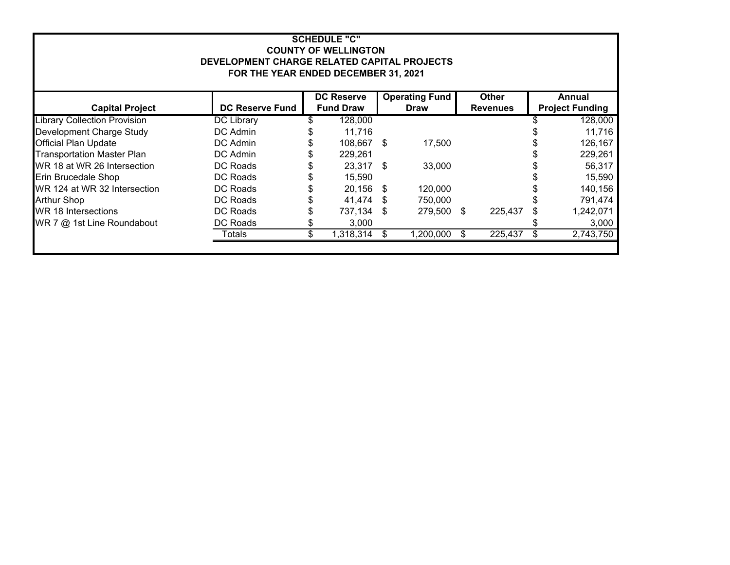# SCHEDULE "C"
## COUNTY OF WELLINGTON
## DEVELOPMENT CHARGE RELATED CAPITAL PROJECTS
## FOR THE YEAR ENDED DECEMBER 31, 2021

| Capital Project | DC Reserve Fund | DC Reserve Fund Draw | Operating Fund Draw | Other Revenues | Annual Project Funding |
|---|---|---|---|---|---|
| Library Collection Provision | DC Library | $ 128,000 | | | $ 128,000 |
| Development Charge Study | DC Admin | $ 11,716 | | | $ 11,716 |
| Official Plan Update | DC Admin | $ 108,667 | $ 17,500 | | $ 126,167 |
| Transportation Master Plan | DC Admin | $ 229,261 | | | $ 229,261 |
| WR 18 at WR 26 Intersection | DC Roads | $ 23,317 | $ 33,000 | | $ 56,317 |
| Erin Brucedale Shop | DC Roads | $ 15,590 | | | $ 15,590 |
| WR 124 at WR 32 Intersection | DC Roads | $ 20,156 | $ 120,000 | | $ 140,156 |
| Arthur Shop | DC Roads | $ 41,474 | $ 750,000 | | $ 791,474 |
| WR 18 Intersections | DC Roads | $ 737,134 | $ 279,500 | $ 225,437 | $ 1,242,071 |
| WR 7 @ 1st Line Roundabout | DC Roads | $ 3,000 | | | $ 3,000 |
| | Totals | $ 1,318,314 | $ 1,200,000 | $ 225,437 | $ 2,743,750 |